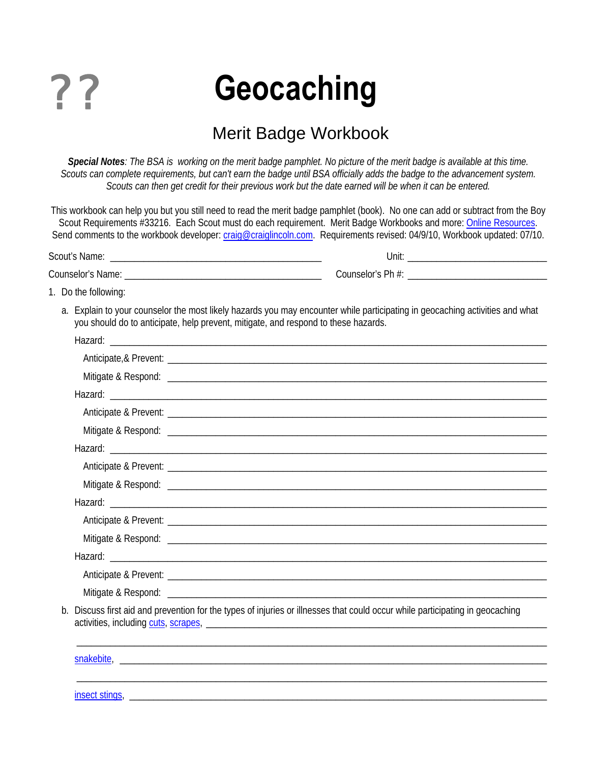??

# Geocaching

## Merit Badge Workbook

***Special Notes****: The BSA is working on the merit badge pamphlet. No picture of the merit badge is available at this time. Scouts can complete requirements, but can't earn the badge until BSA officially adds the badge to the advancement system. Scouts can then get credit for their previous work but the date earned will be when it can be entered.*

This workbook can help you but you still need to read the merit badge pamphlet (book). No one can add or subtract from the Boy Scout Requirements #33216. Each Scout must do each requirement. Merit Badge Workbooks and more: Online Resources. Send comments to the workbook developer: craig@craiglincoln.com. Requirements revised: 04/9/10, Workbook updated: 07/10.

Scout's Name: ________________________________________ Unit: ___________________________

Counselor's Name: _____________________________________ Counselor's Ph #: ___________________________

1. Do the following:

   a. Explain to your counselor the most likely hazards you may encounter while participating in geocaching activities and what you should do to anticipate, help prevent, mitigate, and respond to these hazards.

      Hazard: ____________________________________________________________

      Anticipate,& Prevent: ____________________________________________________________

      Mitigate & Respond: ____________________________________________________________

      Hazard: ____________________________________________________________

      Anticipate & Prevent: ____________________________________________________________

      Mitigate & Respond: ____________________________________________________________

      Hazard: ____________________________________________________________

      Anticipate & Prevent: ____________________________________________________________

      Mitigate & Respond: ____________________________________________________________

      Hazard: ____________________________________________________________

      Anticipate & Prevent: ____________________________________________________________

      Mitigate & Respond: ____________________________________________________________

      Hazard: ____________________________________________________________

      Anticipate & Prevent: ____________________________________________________________

      Mitigate & Respond: ____________________________________________________________

   b. Discuss first aid and prevention for the types of injuries or illnesses that could occur while participating in geocaching activities, including cuts, scrapes, ____________________________________________________________

      ____________________________________________________________

      snakebite, ____________________________________________________________

      ____________________________________________________________

      insect stings, ____________________________________________________________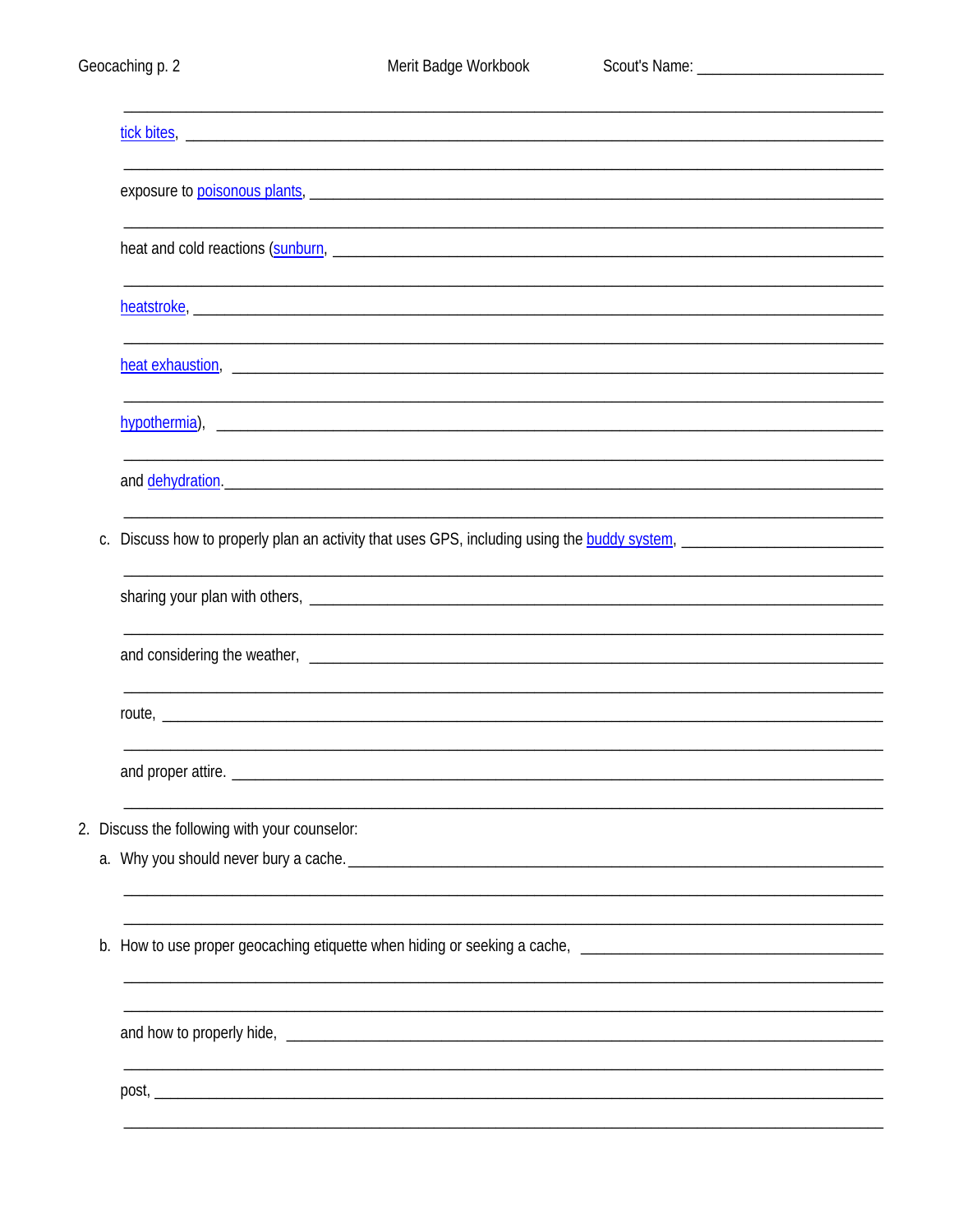tick bites, ______________________________________________________________

exposure to poisonous plants, ______________________________________________

heat and cold reactions (sunburn, ____________________________________________

heatstroke, _____________________________________________________________

heat exhaustion, _________________________________________________________

hypothermia), ___________________________________________________________

and dehydration. _________________________________________________________

c. Discuss how to properly plan an activity that uses GPS, including using the buddy system, ______________________

sharing your plan with others, ______________________________________________

and considering the weather, _______________________________________________

route, __________________________________________________________________

and proper attire. ________________________________________________________

2. Discuss the following with your counselor:

a. Why you should never bury a cache. ______________________________________________

b. How to use proper geocaching etiquette when hiding or seeking a cache, ____________________

and how to properly hide, __________________________________________________

post, ___________________________________________________________________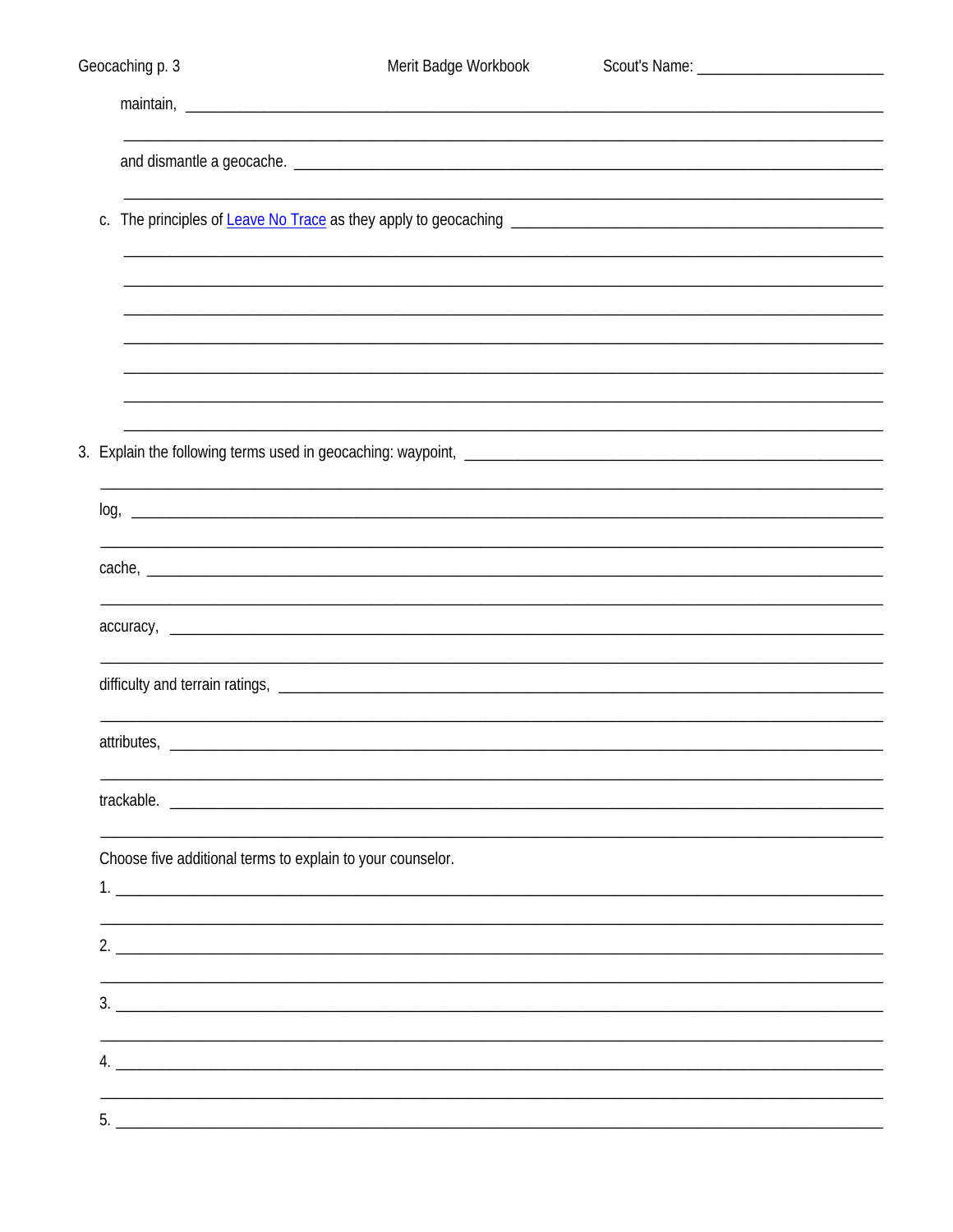maintain, ______________________________________________________________________________

______________________________________________________________________________

and dismantle a geocache. ______________________________________________________________________________

______________________________________________________________________________

c. The principles of Leave No Trace as they apply to geocaching ______________________________________________________________________________

______________________________________________________________________________

______________________________________________________________________________

______________________________________________________________________________

______________________________________________________________________________

______________________________________________________________________________

______________________________________________________________________________

______________________________________________________________________________

3. Explain the following terms used in geocaching: waypoint, ______________________________________________________________________________

______________________________________________________________________________

log, ______________________________________________________________________________

______________________________________________________________________________

cache, ______________________________________________________________________________

______________________________________________________________________________

accuracy, ______________________________________________________________________________

______________________________________________________________________________

difficulty and terrain ratings, ______________________________________________________________________________

______________________________________________________________________________

attributes, ______________________________________________________________________________

______________________________________________________________________________

trackable. ______________________________________________________________________________

______________________________________________________________________________

Choose five additional terms to explain to your counselor.

1. ______________________________________________________________________________

______________________________________________________________________________

2. ______________________________________________________________________________

______________________________________________________________________________

3. ______________________________________________________________________________

______________________________________________________________________________

4. ______________________________________________________________________________

______________________________________________________________________________

5. ______________________________________________________________________________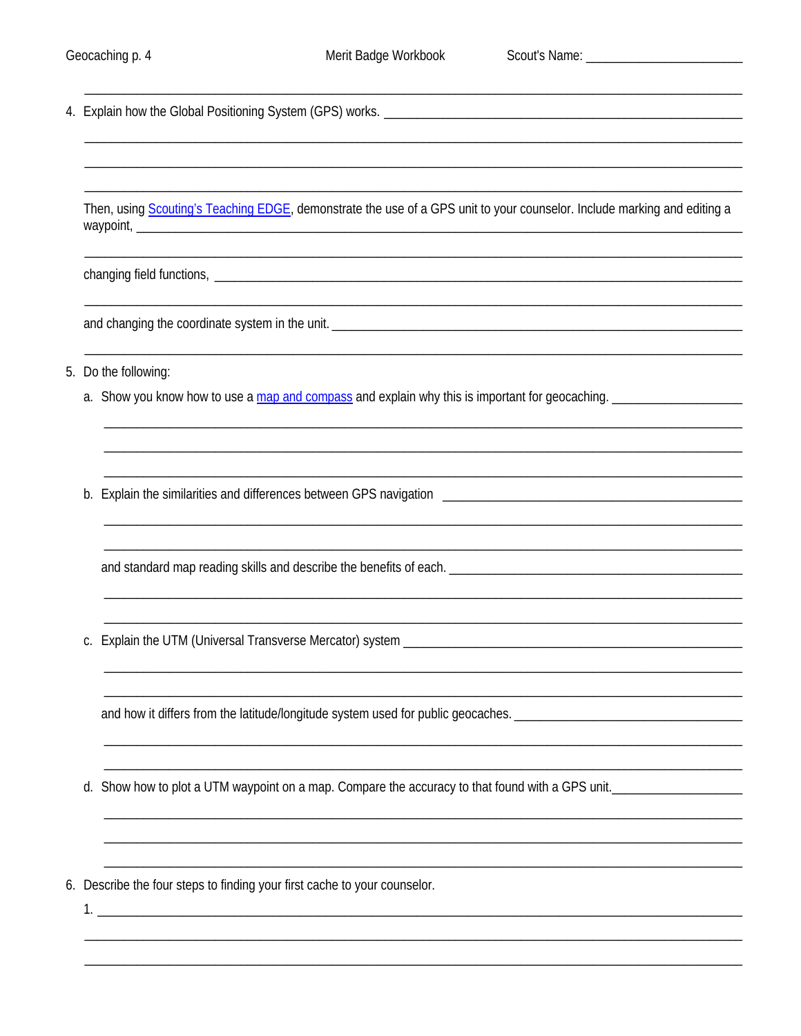4. Explain how the Global Positioning System (GPS) works.

   Then, using [Scouting's Teaching EDGE](), demonstrate the use of a GPS unit to your counselor. Include marking and editing a waypoint,

   changing field functions,

   and changing the coordinate system in the unit.

5. Do the following:

   a. Show you know how to use a [map and compass]() and explain why this is important for geocaching.

   b. Explain the similarities and differences between GPS navigation

      and standard map reading skills and describe the benefits of each.

   c. Explain the UTM (Universal Transverse Mercator) system

      and how it differs from the latitude/longitude system used for public geocaches.

   d. Show how to plot a UTM waypoint on a map. Compare the accuracy to that found with a GPS unit.

6. Describe the four steps to finding your first cache to your counselor.

   1.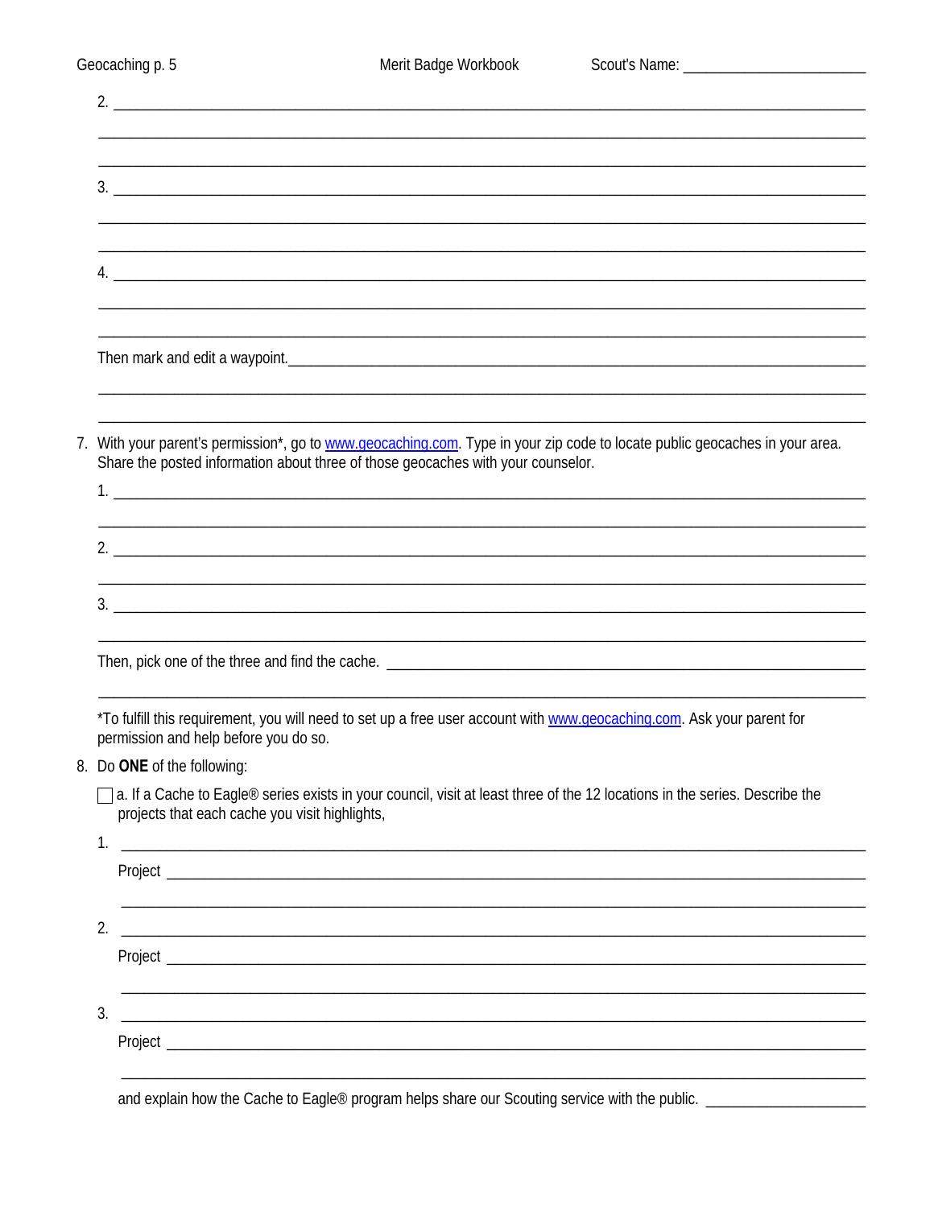2. ______________________________________________________________________________

______________________________________________________________________________

______________________________________________________________________________

3. ______________________________________________________________________________

______________________________________________________________________________

______________________________________________________________________________

4. ______________________________________________________________________________

______________________________________________________________________________

______________________________________________________________________________

Then mark and edit a waypoint.______________________________________________________

______________________________________________________________________________

______________________________________________________________________________

7. With your parent's permission*, go to www.geocaching.com. Type in your zip code to locate public geocaches in your area. Share the posted information about three of those geocaches with your counselor.

   1. ______________________________________________________________________________

   ______________________________________________________________________________

   2. ______________________________________________________________________________

   ______________________________________________________________________________

   3. ______________________________________________________________________________

   ______________________________________________________________________________

   Then, pick one of the three and find the cache. ____________________________________________

   ______________________________________________________________________________

   *To fulfill this requirement, you will need to set up a free user account with www.geocaching.com. Ask your parent for permission and help before you do so.

8. Do **ONE** of the following:

   ☐ a. If a Cache to Eagle® series exists in your council, visit at least three of the 12 locations in the series. Describe the projects that each cache you visit highlights,

   1. ______________________________________________________________________________

      Project ______________________________________________________________________

      ______________________________________________________________________________

   2. ______________________________________________________________________________

      Project ______________________________________________________________________

      ______________________________________________________________________________

   3. ______________________________________________________________________________

      Project ______________________________________________________________________

      ______________________________________________________________________________

   and explain how the Cache to Eagle® program helps share our Scouting service with the public. ______________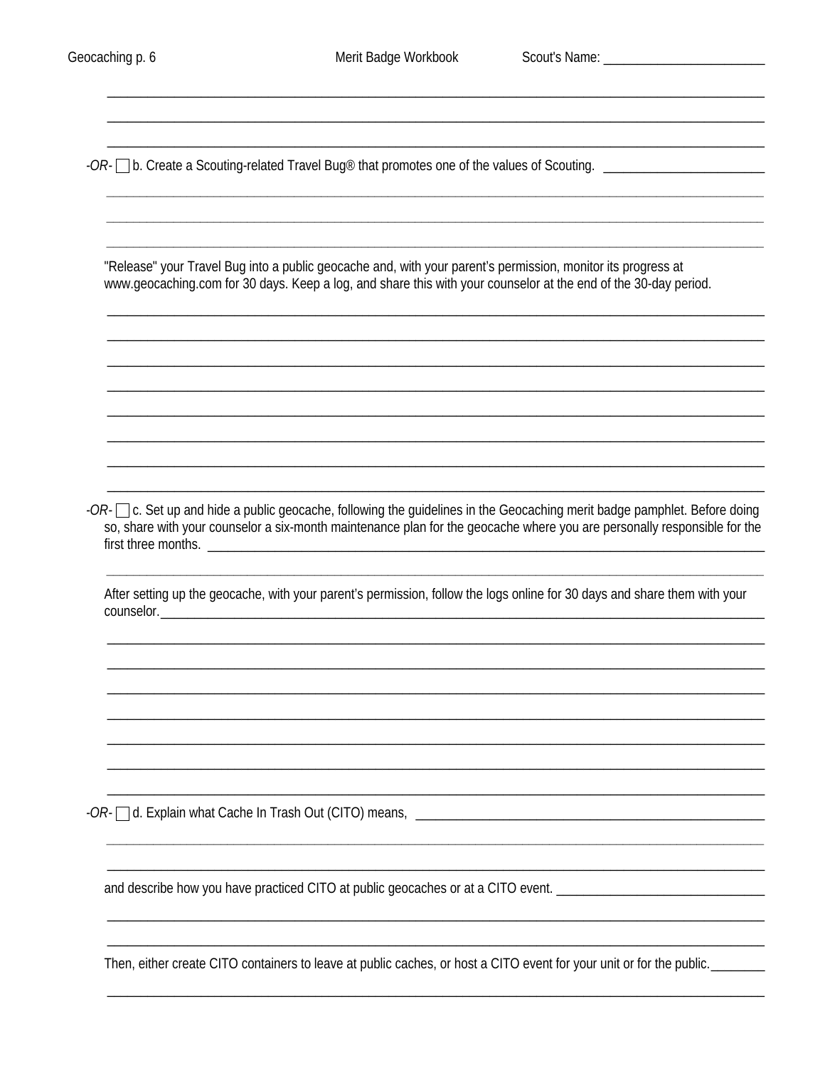-*OR*- ☐ b. Create a Scouting-related Travel Bug® that promotes one of the values of Scouting.

"Release" your Travel Bug into a public geocache and, with your parent's permission, monitor its progress at www.geocaching.com for 30 days. Keep a log, and share this with your counselor at the end of the 30-day period.

-*OR*- ☐ c. Set up and hide a public geocache, following the guidelines in the Geocaching merit badge pamphlet. Before doing so, share with your counselor a six-month maintenance plan for the geocache where you are personally responsible for the first three months.

After setting up the geocache, with your parent's permission, follow the logs online for 30 days and share them with your counselor.

-*OR*- ☐ d. Explain what Cache In Trash Out (CITO) means,

and describe how you have practiced CITO at public geocaches or at a CITO event.

Then, either create CITO containers to leave at public caches, or host a CITO event for your unit or for the public.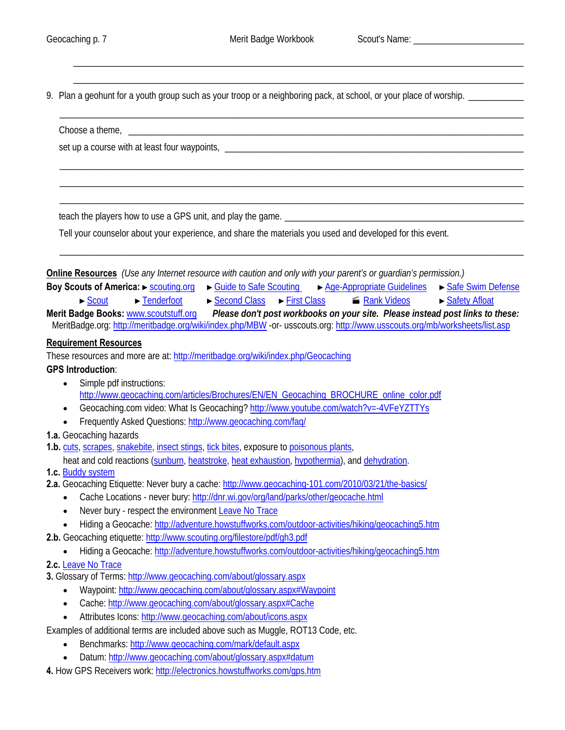Scout's Name: ________________________

_______________________________________________________________________________

_______________________________________________________________________________

9. Plan a geohunt for a youth group such as your troop or a neighboring pack, at school, or your place of worship. ___________

   _______________________________________________________________________________

   Choose a theme, _______________________________________________________________

   set up a course with at least four waypoints, ___________________________________________

   _______________________________________________________________________________

   _______________________________________________________________________________

   _______________________________________________________________________________

   teach the players how to use a GPS unit, and play the game. _________________________________

   Tell your counselor about your experience, and share the materials you used and developed for this event.

   _______________________________________________________________________________

**Online Resources** *(Use any Internet resource with caution and only with your parent's or guardian's permission.)*

**Boy Scouts of America:** ► scouting.org ► Guide to Safe Scouting ► Age-Appropriate Guidelines ► Safe Swim Defense ► Scout ► Tenderfoot ► Second Class ► First Class 🎬 Rank Videos ► Safety Afloat

**Merit Badge Books:** www.scoutstuff.org ***Please don't post workbooks on your site. Please instead post links to these:***
MeritBadge.org: http://meritbadge.org/wiki/index.php/MBW -or- usscouts.org: http://www.usscouts.org/mb/worksheets/list.asp

**Requirement Resources**

These resources and more are at: http://meritbadge.org/wiki/index.php/Geocaching

**GPS Introduction**:

- Simple pdf instructions: http://www.geocaching.com/articles/Brochures/EN/EN_Geocaching_BROCHURE_online_color.pdf
- Geocaching.com video: What Is Geocaching? http://www.youtube.com/watch?v=-4VFeYZTTYs
- Frequently Asked Questions: http://www.geocaching.com/faq/

**1.a.** Geocaching hazards

**1.b.** cuts, scrapes, snakebite, insect stings, tick bites, exposure to poisonous plants, heat and cold reactions (sunburn, heatstroke, heat exhaustion, hypothermia), and dehydration.

**1.c.** Buddy system

**2.a.** Geocaching Etiquette: Never bury a cache: http://www.geocaching-101.com/2010/03/21/the-basics/

- Cache Locations - never bury: http://dnr.wi.gov/org/land/parks/other/geocache.html
- Never bury - respect the environment Leave No Trace
- Hiding a Geocache: http://adventure.howstuffworks.com/outdoor-activities/hiking/geocaching5.htm

**2.b.** Geocaching etiquette: http://www.scouting.org/filestore/pdf/gh3.pdf

- Hiding a Geocache: http://adventure.howstuffworks.com/outdoor-activities/hiking/geocaching5.htm

**2.c.** Leave No Trace

**3.** Glossary of Terms: http://www.geocaching.com/about/glossary.aspx

- Waypoint: http://www.geocaching.com/about/glossary.aspx#Waypoint
- Cache: http://www.geocaching.com/about/glossary.aspx#Cache
- Attributes Icons: http://www.geocaching.com/about/icons.aspx

Examples of additional terms are included above such as Muggle, ROT13 Code, etc.

- Benchmarks: http://www.geocaching.com/mark/default.aspx
- Datum: http://www.geocaching.com/about/glossary.aspx#datum

**4.** How GPS Receivers work: http://electronics.howstuffworks.com/gps.htm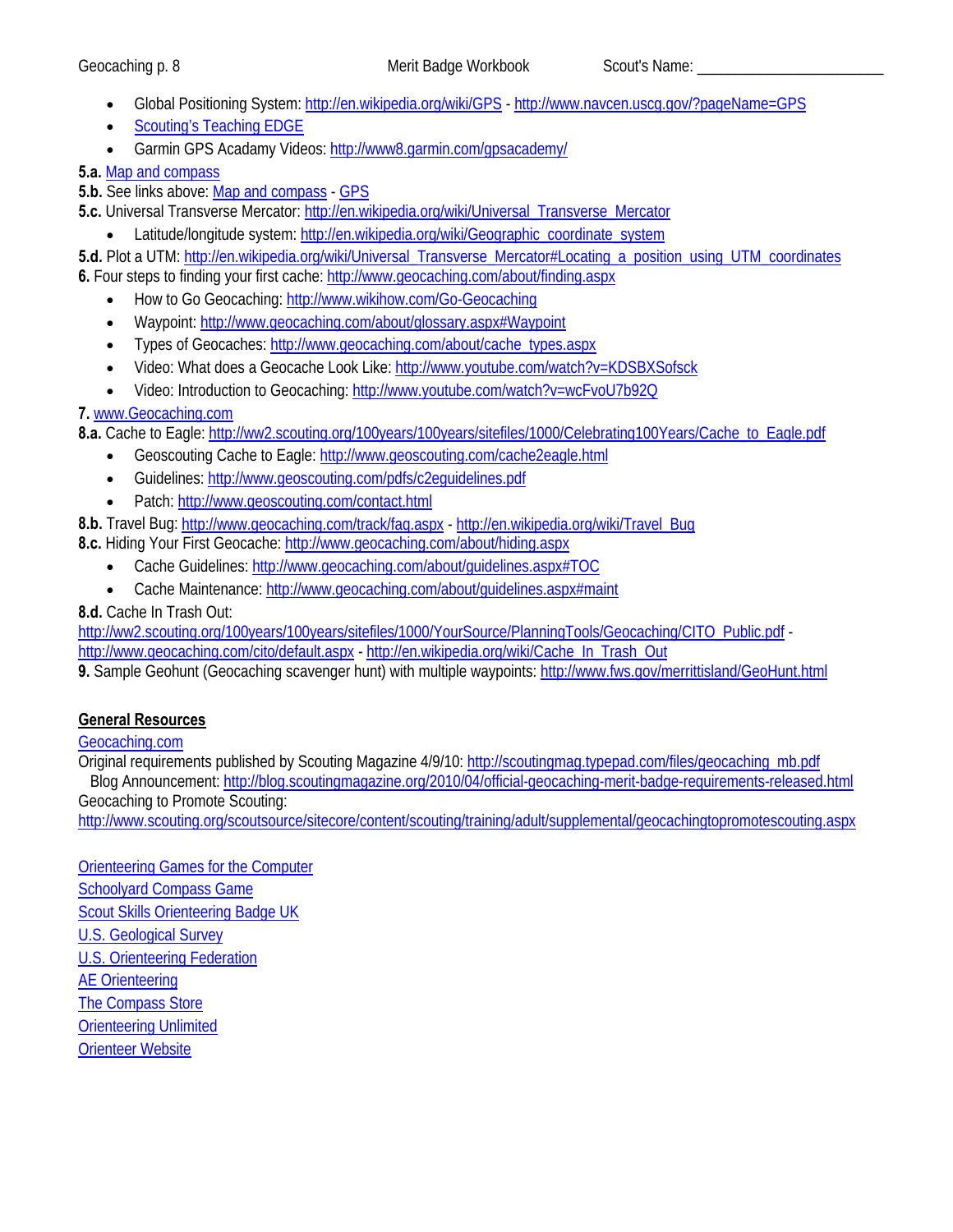- Global Positioning System: http://en.wikipedia.org/wiki/GPS - http://www.navcen.uscg.gov/?pageName=GPS
- Scouting's Teaching EDGE
- Garmin GPS Acadamy Videos: http://www8.garmin.com/gpsacademy/

**5.a.** Map and compass

**5.b.** See links above: Map and compass - GPS

**5.c.** Universal Transverse Mercator: http://en.wikipedia.org/wiki/Universal_Transverse_Mercator

- Latitude/longitude system: http://en.wikipedia.org/wiki/Geographic_coordinate_system

**5.d.** Plot a UTM: http://en.wikipedia.org/wiki/Universal_Transverse_Mercator#Locating_a_position_using_UTM_coordinates

**6.** Four steps to finding your first cache: http://www.geocaching.com/about/finding.aspx

- How to Go Geocaching: http://www.wikihow.com/Go-Geocaching
- Waypoint: http://www.geocaching.com/about/glossary.aspx#Waypoint
- Types of Geocaches: http://www.geocaching.com/about/cache_types.aspx
- Video: What does a Geocache Look Like: http://www.youtube.com/watch?v=KDSBXSofsck
- Video: Introduction to Geocaching: http://www.youtube.com/watch?v=wcFvoU7b92Q

**7.** www.Geocaching.com

**8.a.** Cache to Eagle: http://ww2.scouting.org/100years/100years/sitefiles/1000/Celebrating100Years/Cache_to_Eagle.pdf

- Geoscouting Cache to Eagle: http://www.geoscouting.com/cache2eagle.html
- Guidelines: http://www.geoscouting.com/pdfs/c2eguidelines.pdf
- Patch: http://www.geoscouting.com/contact.html

**8.b.** Travel Bug: http://www.geocaching.com/track/faq.aspx - http://en.wikipedia.org/wiki/Travel_Bug

**8.c.** Hiding Your First Geocache: http://www.geocaching.com/about/hiding.aspx

- Cache Guidelines: http://www.geocaching.com/about/guidelines.aspx#TOC
- Cache Maintenance: http://www.geocaching.com/about/guidelines.aspx#maint

**8.d.** Cache In Trash Out:
http://ww2.scouting.org/100years/100years/sitefiles/1000/YourSource/PlanningTools/Geocaching/CITO_Public.pdf - http://www.geocaching.com/cito/default.aspx - http://en.wikipedia.org/wiki/Cache_In_Trash_Out

**9.** Sample Geohunt (Geocaching scavenger hunt) with multiple waypoints: http://www.fws.gov/merrittisland/GeoHunt.html

**General Resources**

Geocaching.com

Original requirements published by Scouting Magazine 4/9/10: http://scoutingmag.typepad.com/files/geocaching_mb.pdf

Blog Announcement: http://blog.scoutingmagazine.org/2010/04/official-geocaching-merit-badge-requirements-released.html

Geocaching to Promote Scouting:
http://www.scouting.org/scoutsource/sitecore/content/scouting/training/adult/supplemental/geocachingtopromotescouting.aspx

Orienteering Games for the Computer

Schoolyard Compass Game

Scout Skills Orienteering Badge UK

U.S. Geological Survey

U.S. Orienteering Federation

AE Orienteering

The Compass Store

Orienteering Unlimited

Orienteer Website